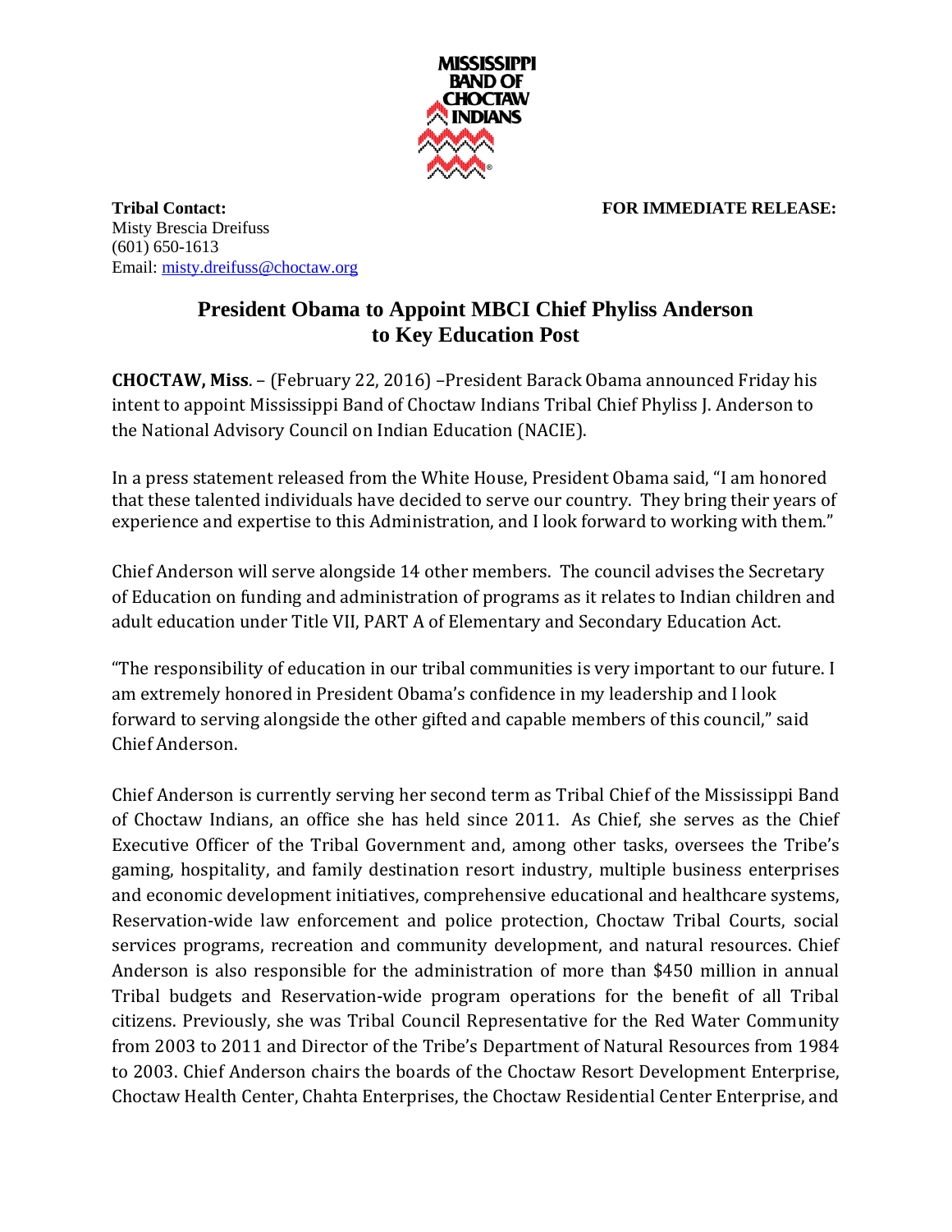MISSISSIPPI BAND OF CHOCTAW INDIANS

**Tribal Contact:**
Misty Brescia Dreifuss
(601) 650-1613
Email: misty.dreifuss@choctaw.org

**FOR IMMEDIATE RELEASE:**

# President Obama to Appoint MBCI Chief Phyliss Anderson to Key Education Post

**CHOCTAW, Miss**. – (February 22, 2016) –President Barack Obama announced Friday his intent to appoint Mississippi Band of Choctaw Indians Tribal Chief Phyliss J. Anderson to the National Advisory Council on Indian Education (NACIE).

In a press statement released from the White House, President Obama said, "I am honored that these talented individuals have decided to serve our country. They bring their years of experience and expertise to this Administration, and I look forward to working with them."

Chief Anderson will serve alongside 14 other members. The council advises the Secretary of Education on funding and administration of programs as it relates to Indian children and adult education under Title VII, PART A of Elementary and Secondary Education Act.

"The responsibility of education in our tribal communities is very important to our future. I am extremely honored in President Obama's confidence in my leadership and I look forward to serving alongside the other gifted and capable members of this council," said Chief Anderson.

Chief Anderson is currently serving her second term as Tribal Chief of the Mississippi Band of Choctaw Indians, an office she has held since 2011. As Chief, she serves as the Chief Executive Officer of the Tribal Government and, among other tasks, oversees the Tribe's gaming, hospitality, and family destination resort industry, multiple business enterprises and economic development initiatives, comprehensive educational and healthcare systems, Reservation-wide law enforcement and police protection, Choctaw Tribal Courts, social services programs, recreation and community development, and natural resources. Chief Anderson is also responsible for the administration of more than $450 million in annual Tribal budgets and Reservation-wide program operations for the benefit of all Tribal citizens. Previously, she was Tribal Council Representative for the Red Water Community from 2003 to 2011 and Director of the Tribe's Department of Natural Resources from 1984 to 2003. Chief Anderson chairs the boards of the Choctaw Resort Development Enterprise, Choctaw Health Center, Chahta Enterprises, the Choctaw Residential Center Enterprise, and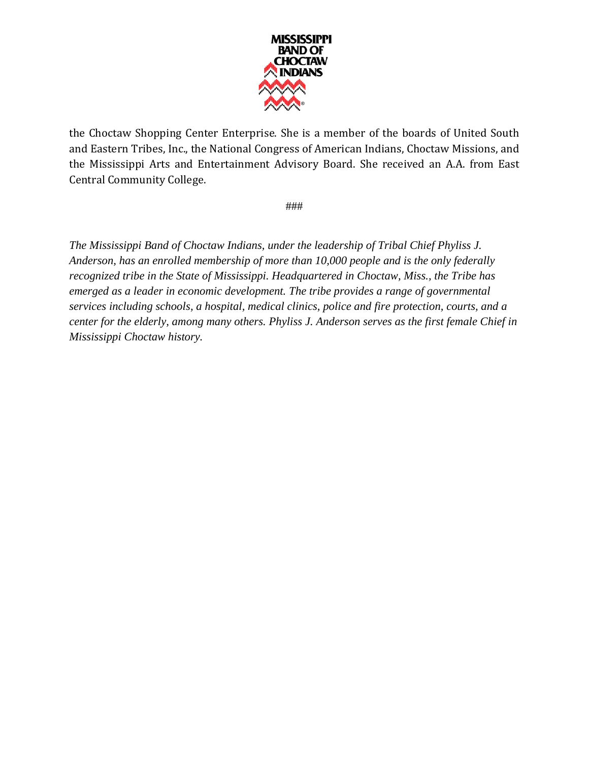the Choctaw Shopping Center Enterprise. She is a member of the boards of United South and Eastern Tribes, Inc., the National Congress of American Indians, Choctaw Missions, and the Mississippi Arts and Entertainment Advisory Board. She received an A.A. from East Central Community College.

###

*The Mississippi Band of Choctaw Indians, under the leadership of Tribal Chief Phyliss J. Anderson, has an enrolled membership of more than 10,000 people and is the only federally recognized tribe in the State of Mississippi. Headquartered in Choctaw, Miss., the Tribe has emerged as a leader in economic development. The tribe provides a range of governmental services including schools, a hospital, medical clinics, police and fire protection, courts, and a center for the elderly, among many others. Phyliss J. Anderson serves as the first female Chief in Mississippi Choctaw history.*